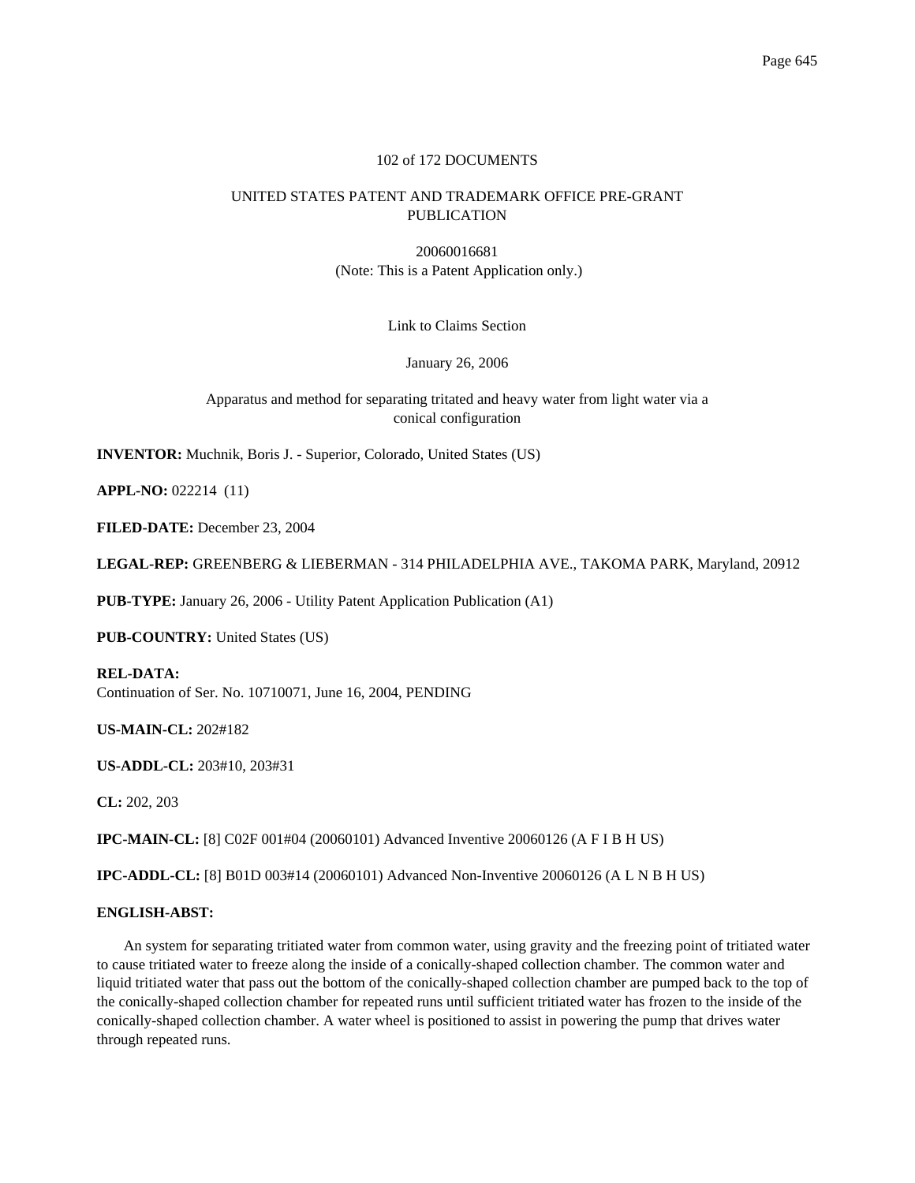102 of 172 DOCUMENTS

UNITED STATES PATENT AND TRADEMARK OFFICE PRE-GRANT PUBLICATION

20060016681
(Note: This is a Patent Application only.)

Link to Claims Section

January 26, 2006

Apparatus and method for separating tritiated and heavy water from light water via a conical configuration

**INVENTOR:** Muchnik, Boris J. - Superior, Colorado, United States (US)

**APPL-NO:** 022214 (11)

**FILED-DATE:** December 23, 2004

**LEGAL-REP:** GREENBERG & LIEBERMAN - 314 PHILADELPHIA AVE., TAKOMA PARK, Maryland, 20912

**PUB-TYPE:** January 26, 2006 - Utility Patent Application Publication (A1)

**PUB-COUNTRY:** United States (US)

**REL-DATA:**
Continuation of Ser. No. 10710071, June 16, 2004, PENDING

**US-MAIN-CL:** 202#182

**US-ADDL-CL:** 203#10, 203#31

**CL:** 202, 203

**IPC-MAIN-CL:** [8] C02F 001#04 (20060101) Advanced Inventive 20060126 (A F I B H US)

**IPC-ADDL-CL:** [8] B01D 003#14 (20060101) Advanced Non-Inventive 20060126 (A L N B H US)

**ENGLISH-ABST:**

An system for separating tritiated water from common water, using gravity and the freezing point of tritiated water to cause tritiated water to freeze along the inside of a conically-shaped collection chamber. The common water and liquid tritiated water that pass out the bottom of the conically-shaped collection chamber are pumped back to the top of the conically-shaped collection chamber for repeated runs until sufficient tritiated water has frozen to the inside of the conically-shaped collection chamber. A water wheel is positioned to assist in powering the pump that drives water through repeated runs.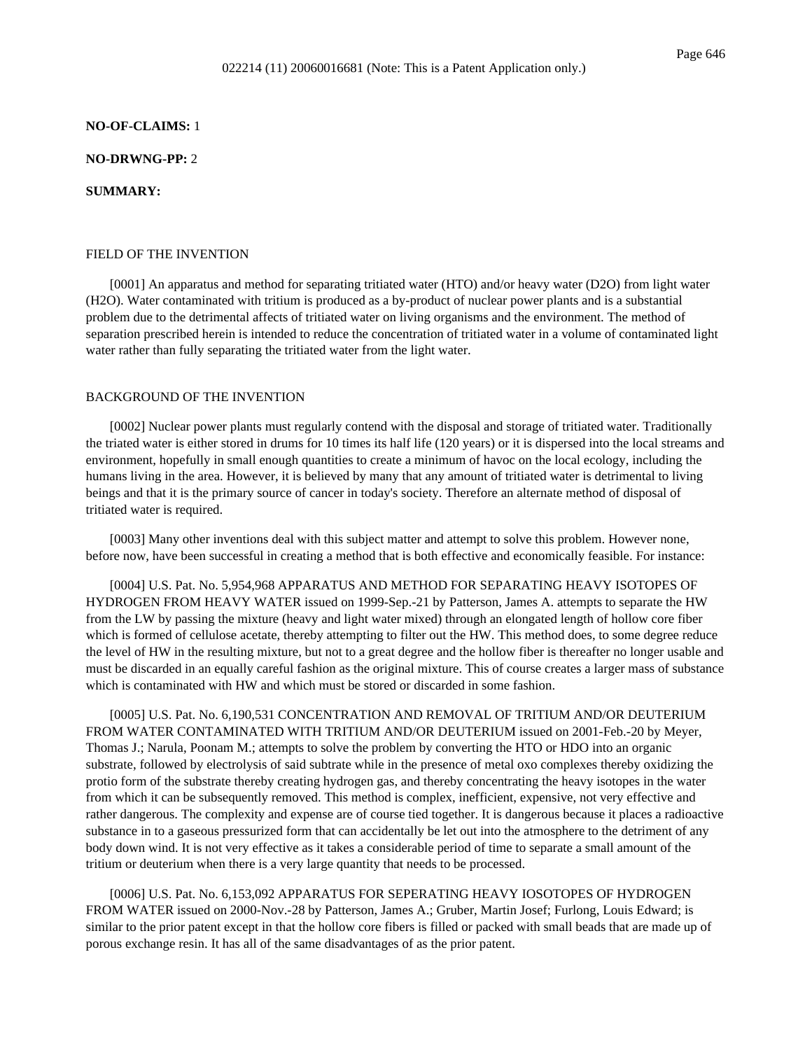022214 (11) 20060016681 (Note: This is a Patent Application only.)

**NO-OF-CLAIMS:** 1

**NO-DRWNG-PP:** 2

**SUMMARY:**

FIELD OF THE INVENTION

[0001] An apparatus and method for separating tritiated water (HTO) and/or heavy water (D2O) from light water (H2O). Water contaminated with tritium is produced as a by-product of nuclear power plants and is a substantial problem due to the detrimental affects of tritiated water on living organisms and the environment. The method of separation prescribed herein is intended to reduce the concentration of tritiated water in a volume of contaminated light water rather than fully separating the tritiated water from the light water.

BACKGROUND OF THE INVENTION

[0002] Nuclear power plants must regularly contend with the disposal and storage of tritiated water. Traditionally the triated water is either stored in drums for 10 times its half life (120 years) or it is dispersed into the local streams and environment, hopefully in small enough quantities to create a minimum of havoc on the local ecology, including the humans living in the area. However, it is believed by many that any amount of tritiated water is detrimental to living beings and that it is the primary source of cancer in today's society. Therefore an alternate method of disposal of tritiated water is required.

[0003] Many other inventions deal with this subject matter and attempt to solve this problem. However none, before now, have been successful in creating a method that is both effective and economically feasible. For instance:

[0004] U.S. Pat. No. 5,954,968 APPARATUS AND METHOD FOR SEPARATING HEAVY ISOTOPES OF HYDROGEN FROM HEAVY WATER issued on 1999-Sep.-21 by Patterson, James A. attempts to separate the HW from the LW by passing the mixture (heavy and light water mixed) through an elongated length of hollow core fiber which is formed of cellulose acetate, thereby attempting to filter out the HW. This method does, to some degree reduce the level of HW in the resulting mixture, but not to a great degree and the hollow fiber is thereafter no longer usable and must be discarded in an equally careful fashion as the original mixture. This of course creates a larger mass of substance which is contaminated with HW and which must be stored or discarded in some fashion.

[0005] U.S. Pat. No. 6,190,531 CONCENTRATION AND REMOVAL OF TRITIUM AND/OR DEUTERIUM FROM WATER CONTAMINATED WITH TRITIUM AND/OR DEUTERIUM issued on 2001-Feb.-20 by Meyer, Thomas J.; Narula, Poonam M.; attempts to solve the problem by converting the HTO or HDO into an organic substrate, followed by electrolysis of said subtrate while in the presence of metal oxo complexes thereby oxidizing the protio form of the substrate thereby creating hydrogen gas, and thereby concentrating the heavy isotopes in the water from which it can be subsequently removed. This method is complex, inefficient, expensive, not very effective and rather dangerous. The complexity and expense are of course tied together. It is dangerous because it places a radioactive substance in to a gaseous pressurized form that can accidentally be let out into the atmosphere to the detriment of any body down wind. It is not very effective as it takes a considerable period of time to separate a small amount of the tritium or deuterium when there is a very large quantity that needs to be processed.

[0006] U.S. Pat. No. 6,153,092 APPARATUS FOR SEPERATING HEAVY IOSOTOPES OF HYDROGEN FROM WATER issued on 2000-Nov.-28 by Patterson, James A.; Gruber, Martin Josef; Furlong, Louis Edward; is similar to the prior patent except in that the hollow core fibers is filled or packed with small beads that are made up of porous exchange resin. It has all of the same disadvantages of as the prior patent.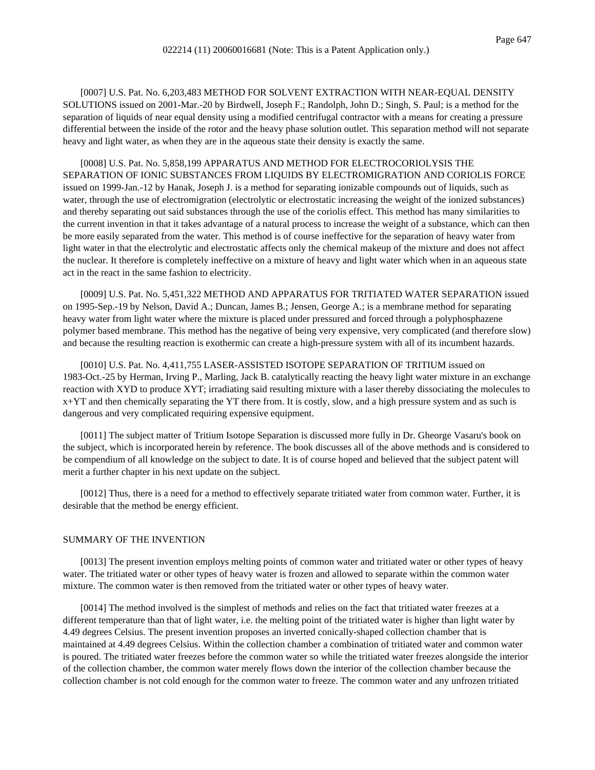[0007] U.S. Pat. No. 6,203,483 METHOD FOR SOLVENT EXTRACTION WITH NEAR-EQUAL DENSITY SOLUTIONS issued on 2001-Mar.-20 by Birdwell, Joseph F.; Randolph, John D.; Singh, S. Paul; is a method for the separation of liquids of near equal density using a modified centrifugal contractor with a means for creating a pressure differential between the inside of the rotor and the heavy phase solution outlet. This separation method will not separate heavy and light water, as when they are in the aqueous state their density is exactly the same.

[0008] U.S. Pat. No. 5,858,199 APPARATUS AND METHOD FOR ELECTROCORIOLYSIS THE SEPARATION OF IONIC SUBSTANCES FROM LIQUIDS BY ELECTROMIGRATION AND CORIOLIS FORCE issued on 1999-Jan.-12 by Hanak, Joseph J. is a method for separating ionizable compounds out of liquids, such as water, through the use of electromigration (electrolytic or electrostatic increasing the weight of the ionized substances) and thereby separating out said substances through the use of the coriolis effect. This method has many similarities to the current invention in that it takes advantage of a natural process to increase the weight of a substance, which can then be more easily separated from the water. This method is of course ineffective for the separation of heavy water from light water in that the electrolytic and electrostatic affects only the chemical makeup of the mixture and does not affect the nuclear. It therefore is completely ineffective on a mixture of heavy and light water which when in an aqueous state act in the react in the same fashion to electricity.

[0009] U.S. Pat. No. 5,451,322 METHOD AND APPARATUS FOR TRITIATED WATER SEPARATION issued on 1995-Sep.-19 by Nelson, David A.; Duncan, James B.; Jensen, George A.; is a membrane method for separating heavy water from light water where the mixture is placed under pressured and forced through a polyphosphazene polymer based membrane. This method has the negative of being very expensive, very complicated (and therefore slow) and because the resulting reaction is exothermic can create a high-pressure system with all of its incumbent hazards.

[0010] U.S. Pat. No. 4,411,755 LASER-ASSISTED ISOTOPE SEPARATION OF TRITIUM issued on 1983-Oct.-25 by Herman, Irving P., Marling, Jack B. catalytically reacting the heavy light water mixture in an exchange reaction with XYD to produce XYT; irradiating said resulting mixture with a laser thereby dissociating the molecules to x+YT and then chemically separating the YT there from. It is costly, slow, and a high pressure system and as such is dangerous and very complicated requiring expensive equipment.

[0011] The subject matter of Tritium Isotope Separation is discussed more fully in Dr. Gheorge Vasaru's book on the subject, which is incorporated herein by reference. The book discusses all of the above methods and is considered to be compendium of all knowledge on the subject to date. It is of course hoped and believed that the subject patent will merit a further chapter in his next update on the subject.

[0012] Thus, there is a need for a method to effectively separate tritiated water from common water. Further, it is desirable that the method be energy efficient.

## SUMMARY OF THE INVENTION

[0013] The present invention employs melting points of common water and tritiated water or other types of heavy water. The tritiated water or other types of heavy water is frozen and allowed to separate within the common water mixture. The common water is then removed from the tritiated water or other types of heavy water.

[0014] The method involved is the simplest of methods and relies on the fact that tritiated water freezes at a different temperature than that of light water, i.e. the melting point of the tritiated water is higher than light water by 4.49 degrees Celsius. The present invention proposes an inverted conically-shaped collection chamber that is maintained at 4.49 degrees Celsius. Within the collection chamber a combination of tritiated water and common water is poured. The tritiated water freezes before the common water so while the tritiated water freezes alongside the interior of the collection chamber, the common water merely flows down the interior of the collection chamber because the collection chamber is not cold enough for the common water to freeze. The common water and any unfrozen tritiated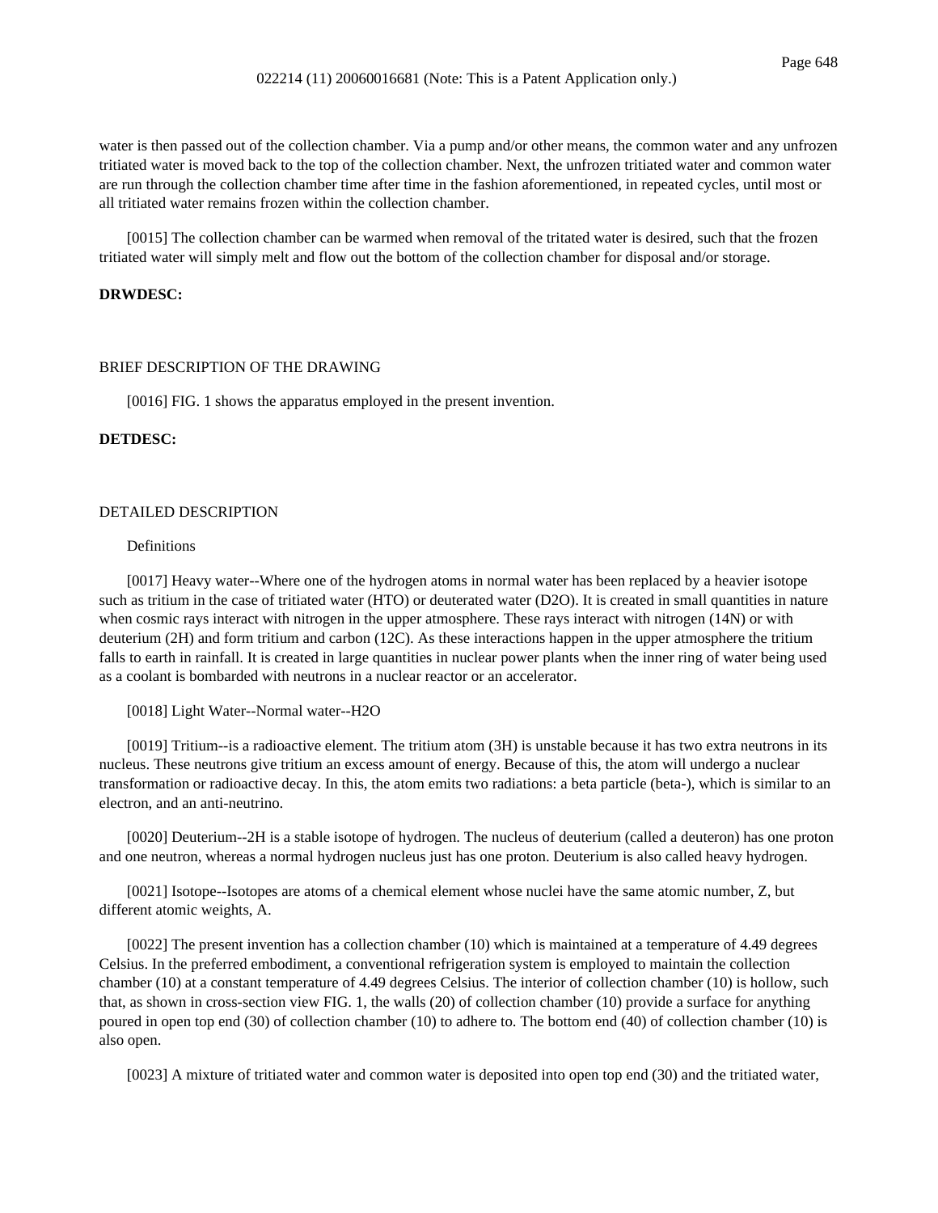water is then passed out of the collection chamber. Via a pump and/or other means, the common water and any unfrozen tritiated water is moved back to the top of the collection chamber. Next, the unfrozen tritiated water and common water are run through the collection chamber time after time in the fashion aforementioned, in repeated cycles, until most or all tritiated water remains frozen within the collection chamber.

[0015] The collection chamber can be warmed when removal of the tritated water is desired, such that the frozen tritiated water will simply melt and flow out the bottom of the collection chamber for disposal and/or storage.

**DRWDESC:**

BRIEF DESCRIPTION OF THE DRAWING

[0016] FIG. 1 shows the apparatus employed in the present invention.

**DETDESC:**

DETAILED DESCRIPTION

Definitions

[0017] Heavy water--Where one of the hydrogen atoms in normal water has been replaced by a heavier isotope such as tritium in the case of tritiated water (HTO) or deuterated water (D2O). It is created in small quantities in nature when cosmic rays interact with nitrogen in the upper atmosphere. These rays interact with nitrogen (14N) or with deuterium (2H) and form tritium and carbon (12C). As these interactions happen in the upper atmosphere the tritium falls to earth in rainfall. It is created in large quantities in nuclear power plants when the inner ring of water being used as a coolant is bombarded with neutrons in a nuclear reactor or an accelerator.

[0018] Light Water--Normal water--H2O

[0019] Tritium--is a radioactive element. The tritium atom (3H) is unstable because it has two extra neutrons in its nucleus. These neutrons give tritium an excess amount of energy. Because of this, the atom will undergo a nuclear transformation or radioactive decay. In this, the atom emits two radiations: a beta particle (beta-), which is similar to an electron, and an anti-neutrino.

[0020] Deuterium--2H is a stable isotope of hydrogen. The nucleus of deuterium (called a deuteron) has one proton and one neutron, whereas a normal hydrogen nucleus just has one proton. Deuterium is also called heavy hydrogen.

[0021] Isotope--Isotopes are atoms of a chemical element whose nuclei have the same atomic number, Z, but different atomic weights, A.

[0022] The present invention has a collection chamber (10) which is maintained at a temperature of 4.49 degrees Celsius. In the preferred embodiment, a conventional refrigeration system is employed to maintain the collection chamber (10) at a constant temperature of 4.49 degrees Celsius. The interior of collection chamber (10) is hollow, such that, as shown in cross-section view FIG. 1, the walls (20) of collection chamber (10) provide a surface for anything poured in open top end (30) of collection chamber (10) to adhere to. The bottom end (40) of collection chamber (10) is also open.

[0023] A mixture of tritiated water and common water is deposited into open top end (30) and the tritiated water,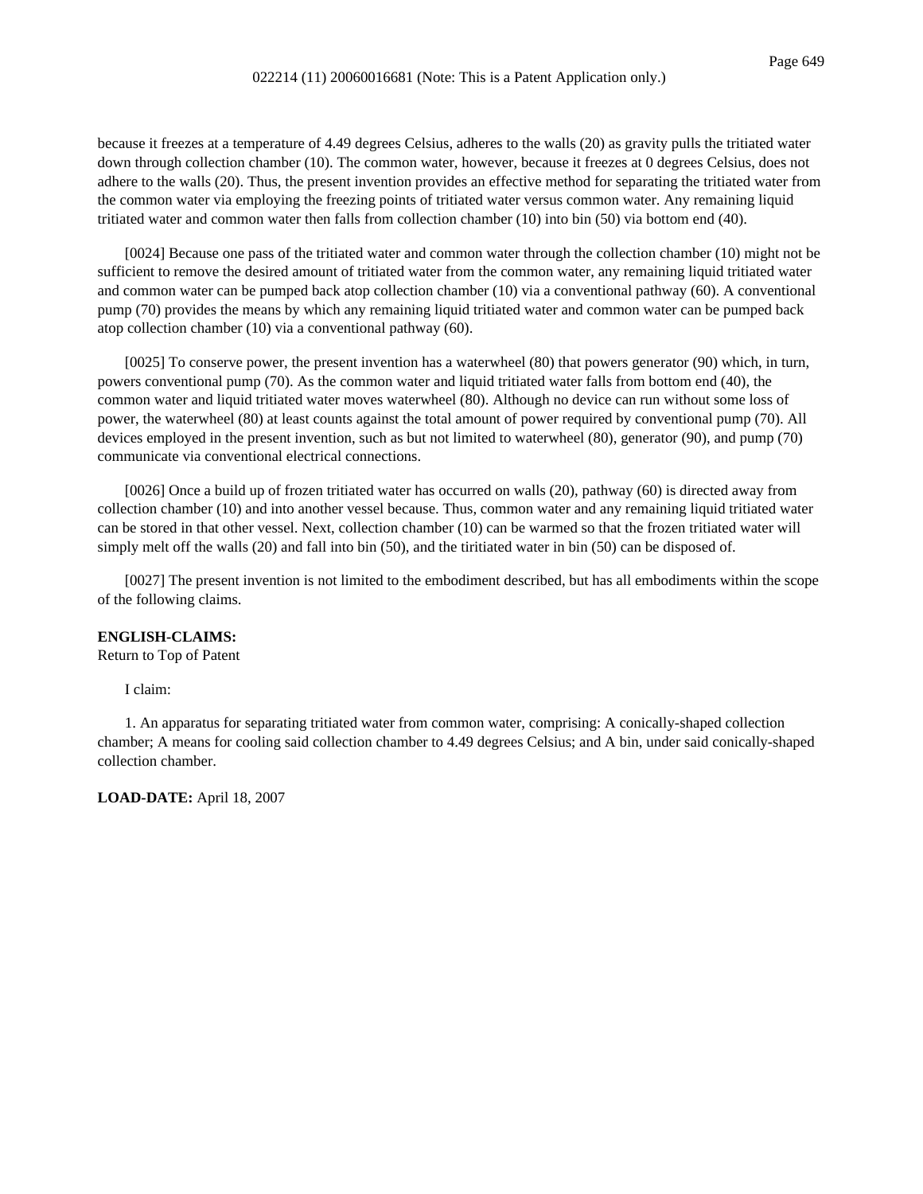because it freezes at a temperature of 4.49 degrees Celsius, adheres to the walls (20) as gravity pulls the tritiated water down through collection chamber (10). The common water, however, because it freezes at 0 degrees Celsius, does not adhere to the walls (20). Thus, the present invention provides an effective method for separating the tritiated water from the common water via employing the freezing points of tritiated water versus common water. Any remaining liquid tritiated water and common water then falls from collection chamber (10) into bin (50) via bottom end (40).

[0024] Because one pass of the tritiated water and common water through the collection chamber (10) might not be sufficient to remove the desired amount of tritiated water from the common water, any remaining liquid tritiated water and common water can be pumped back atop collection chamber (10) via a conventional pathway (60). A conventional pump (70) provides the means by which any remaining liquid tritiated water and common water can be pumped back atop collection chamber (10) via a conventional pathway (60).

[0025] To conserve power, the present invention has a waterwheel (80) that powers generator (90) which, in turn, powers conventional pump (70). As the common water and liquid tritiated water falls from bottom end (40), the common water and liquid tritiated water moves waterwheel (80). Although no device can run without some loss of power, the waterwheel (80) at least counts against the total amount of power required by conventional pump (70). All devices employed in the present invention, such as but not limited to waterwheel (80), generator (90), and pump (70) communicate via conventional electrical connections.

[0026] Once a build up of frozen tritiated water has occurred on walls (20), pathway (60) is directed away from collection chamber (10) and into another vessel because. Thus, common water and any remaining liquid tritiated water can be stored in that other vessel. Next, collection chamber (10) can be warmed so that the frozen tritiated water will simply melt off the walls (20) and fall into bin (50), and the tiritiated water in bin (50) can be disposed of.

[0027] The present invention is not limited to the embodiment described, but has all embodiments within the scope of the following claims.

**ENGLISH-CLAIMS:**
Return to Top of Patent

I claim:

1. An apparatus for separating tritiated water from common water, comprising: A conically-shaped collection chamber; A means for cooling said collection chamber to 4.49 degrees Celsius; and A bin, under said conically-shaped collection chamber.

**LOAD-DATE:** April 18, 2007